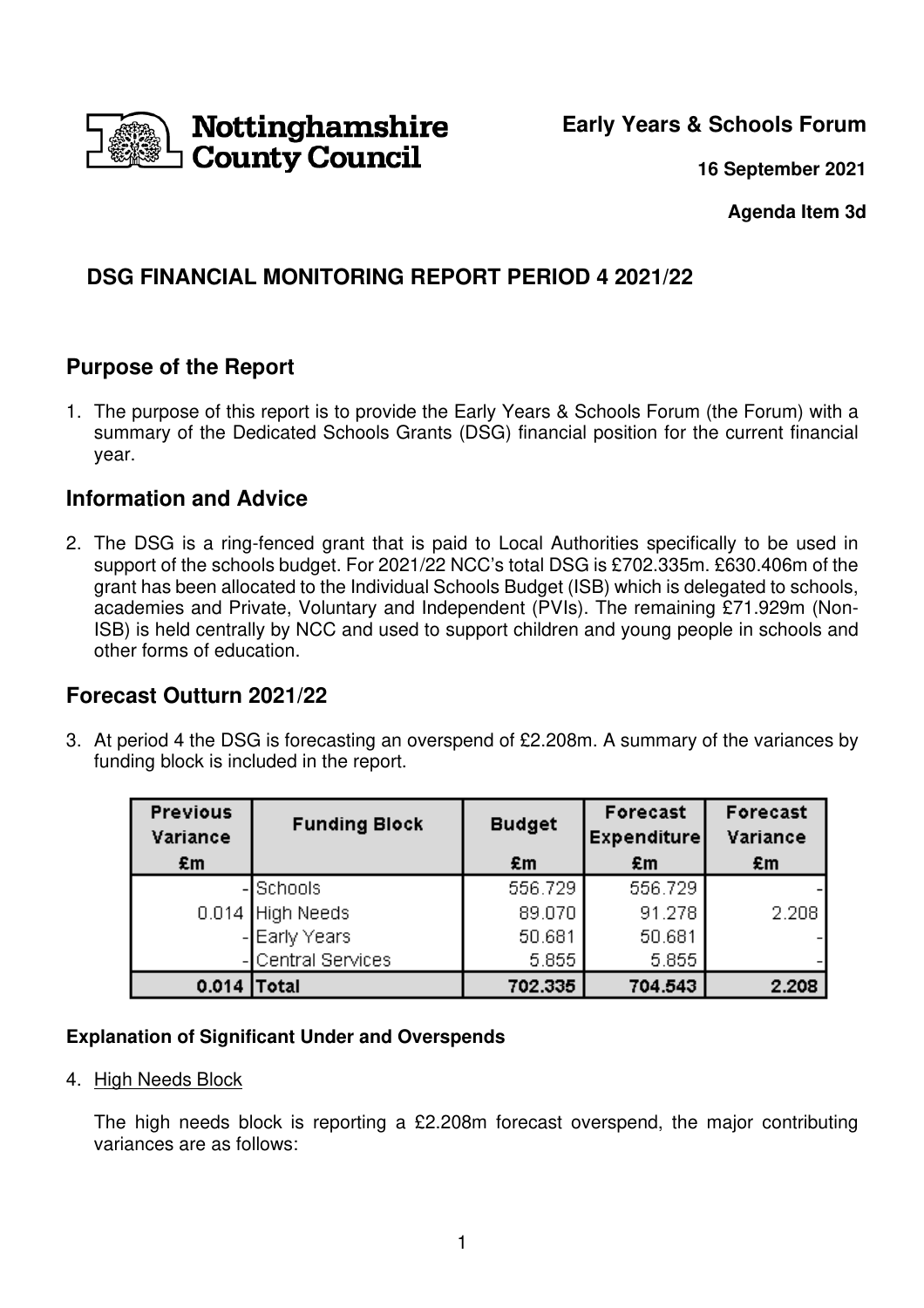Early Years & Schools Forum

**16 September 2021**

**Agenda Item 3d**

## DSG FINANCIAL MONITORING REPORT PERIOD 4 2021/22

## Purpose of the Report

1. The purpose of this report is to provide the Early Years & Schools Forum (the Forum) with a summary of the Dedicated Schools Grants (DSG) financial position for the current financial year.

## Information and Advice

2. The DSG is a ring-fenced grant that is paid to Local Authorities specifically to be used in support of the schools budget. For 2021/22 NCC's total DSG is £702.335m. £630.406m of the grant has been allocated to the Individual Schools Budget (ISB) which is delegated to schools, academies and Private, Voluntary and Independent (PVIs). The remaining £71.929m (Non-ISB) is held centrally by NCC and used to support children and young people in schools and other forms of education.

## Forecast Outturn 2021/22

3. At period 4 the DSG is forecasting an overspend of £2.208m. A summary of the variances by funding block is included in the report.

| Previous Variance £m | Funding Block | Budget £m | Forecast Expenditure £m | Forecast Variance £m |
|---|---|---|---|---|
| - | Schools | 556.729 | 556.729 | - |
| 0.014 | High Needs | 89.070 | 91.278 | 2.208 |
| - | Early Years | 50.681 | 50.681 | - |
| - | Central Services | 5.855 | 5.855 | - |
| **0.014** | **Total** | **702.335** | **704.543** | **2.208** |

**Explanation of Significant Under and Overspends**

4. High Needs Block

   The high needs block is reporting a £2.208m forecast overspend, the major contributing variances are as follows: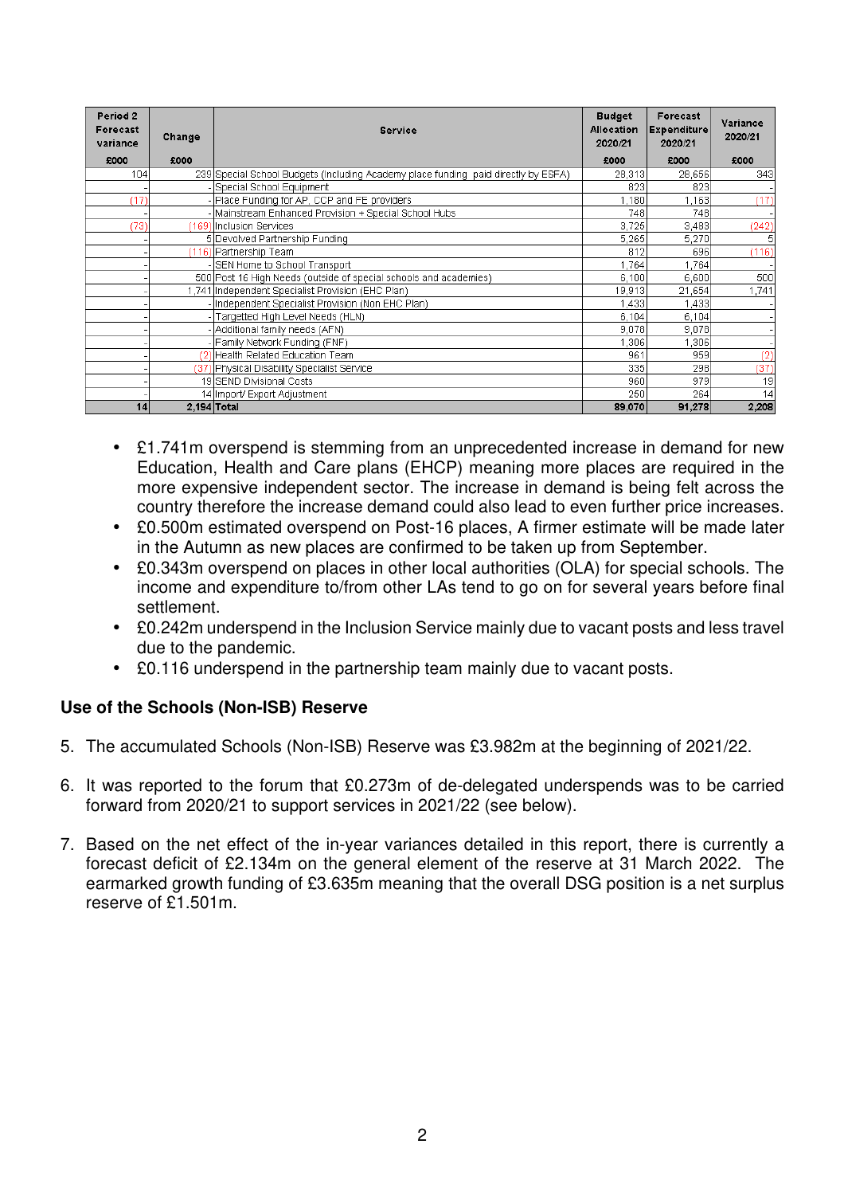| Period 2 Forecast variance | Change | Service | Budget Allocation 2020/21 | Forecast Expenditure 2020/21 | Variance 2020/21 |
|---|---|---|---|---|---|
| £000 | £000 | | £000 | £000 | £000 |
| 104 | 239 | Special School Budgets (including Academy place funding paid directly by ESFA) | 28,313 | 28,656 | 343 |
| - | - | Special School Equipment | 823 | 823 | - |
| (17) | - | Place Funding for AP, CCP and FE providers | 1,180 | 1,163 | (17) |
| - | - | Mainstream Enhanced Provision + Special School Hubs | 748 | 748 | - |
| (73) | (169) | Inclusion Services | 3,725 | 3,483 | (242) |
| - | 5 | Devolved Partnership Funding | 5,265 | 5,270 | 5 |
| - | (116) | Partnership Team | 812 | 696 | (116) |
| - | - | SEN Home to School Transport | 1,764 | 1,764 | - |
| - | 500 | Post 16 High Needs (outside of special schools and academies) | 6,100 | 6,600 | 500 |
| - | 1,741 | Independent Specialist Provision (EHC Plan) | 19,913 | 21,654 | 1,741 |
| - | - | Independent Specialist Provision (Non EHC Plan) | 1,433 | 1,433 | - |
| - | - | Targetted High Level Needs (HLN) | 6,104 | 6,104 | - |
| - | - | Additional family needs (AFN) | 9,078 | 9,078 | - |
| - | - | Family Network Funding (FNF) | 1,306 | 1,306 | - |
| - | (2) | Health Related Education Team | 961 | 959 | (2) |
| - | (37) | Physical Disability Specialist Service | 335 | 298 | (37) |
| - | 19 | SEND Divisional Costs | 960 | 979 | 19 |
| - | 14 | Import/ Export Adjustment | 250 | 264 | 14 |
| **14** | **2,194** | **Total** | **89,070** | **91,278** | **2,208** |

- £1.741m overspend is stemming from an unprecedented increase in demand for new Education, Health and Care plans (EHCP) meaning more places are required in the more expensive independent sector. The increase in demand is being felt across the country therefore the increase demand could also lead to even further price increases.
- £0.500m estimated overspend on Post-16 places, A firmer estimate will be made later in the Autumn as new places are confirmed to be taken up from September.
- £0.343m overspend on places in other local authorities (OLA) for special schools. The income and expenditure to/from other LAs tend to go on for several years before final settlement.
- £0.242m underspend in the Inclusion Service mainly due to vacant posts and less travel due to the pandemic.
- £0.116 underspend in the partnership team mainly due to vacant posts.

### Use of the Schools (Non-ISB) Reserve

5. The accumulated Schools (Non-ISB) Reserve was £3.982m at the beginning of 2021/22.

6. It was reported to the forum that £0.273m of de-delegated underspends was to be carried forward from 2020/21 to support services in 2021/22 (see below).

7. Based on the net effect of the in-year variances detailed in this report, there is currently a forecast deficit of £2.134m on the general element of the reserve at 31 March 2022. The earmarked growth funding of £3.635m meaning that the overall DSG position is a net surplus reserve of £1.501m.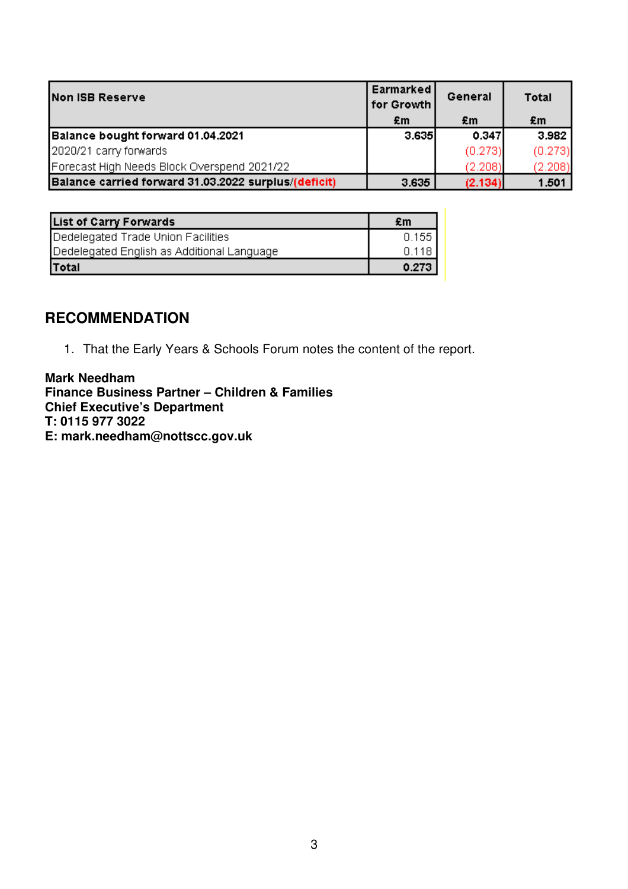| Non ISB Reserve | Earmarked for Growth £m | General £m | Total £m |
|---|---|---|---|
| **Balance bought forward 01.04.2021** | **3.635** | **0.347** | **3.982** |
| 2020/21 carry forwards | | (0.273) | (0.273) |
| Forecast High Needs Block Overspend 2021/22 | | (2.208) | (2.208) |
| **Balance carried forward 31.03.2022 surplus/(deficit)** | **3.635** | **(2.134)** | **1.501** |

| List of Carry Forwards | £m |
|---|---|
| Dedelegated Trade Union Facilities | 0.155 |
| Dedelegated English as Additional Language | 0.118 |
| **Total** | **0.273** |

## RECOMMENDATION

1. That the Early Years & Schools Forum notes the content of the report.

**Mark Needham**
**Finance Business Partner – Children & Families**
**Chief Executive's Department**
**T: 0115 977 3022**
**E: mark.needham@nottscc.gov.uk**